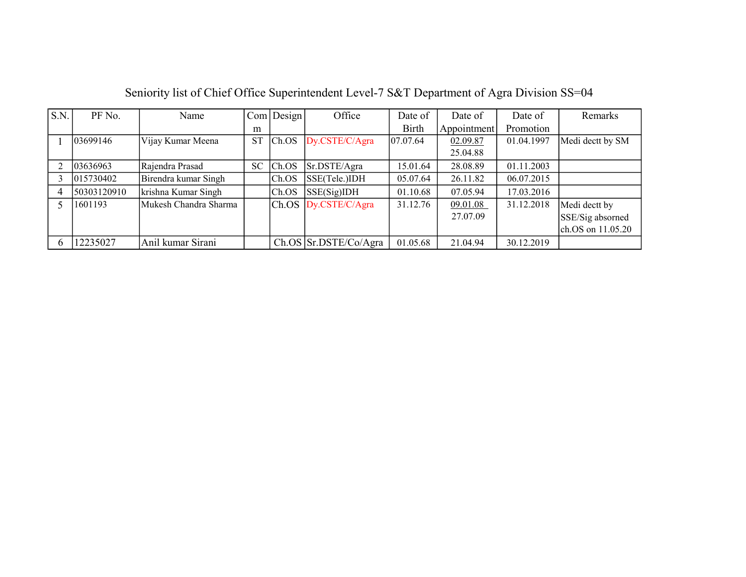# Seniority list of Chief Office Superintendent Level-7 S&T Department of Agra Division SS=04

| S.N. | PF No. | Name | Comm | Design | Office | Date of Birth | Date of Appointment | Date of Promotion | Remarks |
|---|---|---|---|---|---|---|---|---|---|
| 1 | 03699146 | Vijay Kumar Meena | ST | Ch.OS | Dy.CSTE/C/Agra | 07.07.64 | 02.09.87 25.04.88 | 01.04.1997 | Medi dectt by SM |
| 2 | 03636963 | Rajendra Prasad | SC | Ch.OS | Sr.DSTE/Agra | 15.01.64 | 28.08.89 | 01.11.2003 | |
| 3 | 015730402 | Birendra kumar Singh | | Ch.OS | SSE(Tele.)IDH | 05.07.64 | 26.11.82 | 06.07.2015 | |
| 4 | 50303120910 | krishna Kumar Singh | | Ch.OS | SSE(Sig)IDH | 01.10.68 | 07.05.94 | 17.03.2016 | |
| 5 | 1601193 | Mukesh Chandra Sharma | | Ch.OS | Dy.CSTE/C/Agra | 31.12.76 | 09.01.08 27.07.09 | 31.12.2018 | Medi dectt by SSE/Sig absorned ch.OS on 11.05.20 |
| 6 | 12235027 | Anil kumar Sirani | | Ch.OS | Sr.DSTE/Co/Agra | 01.05.68 | 21.04.94 | 30.12.2019 | |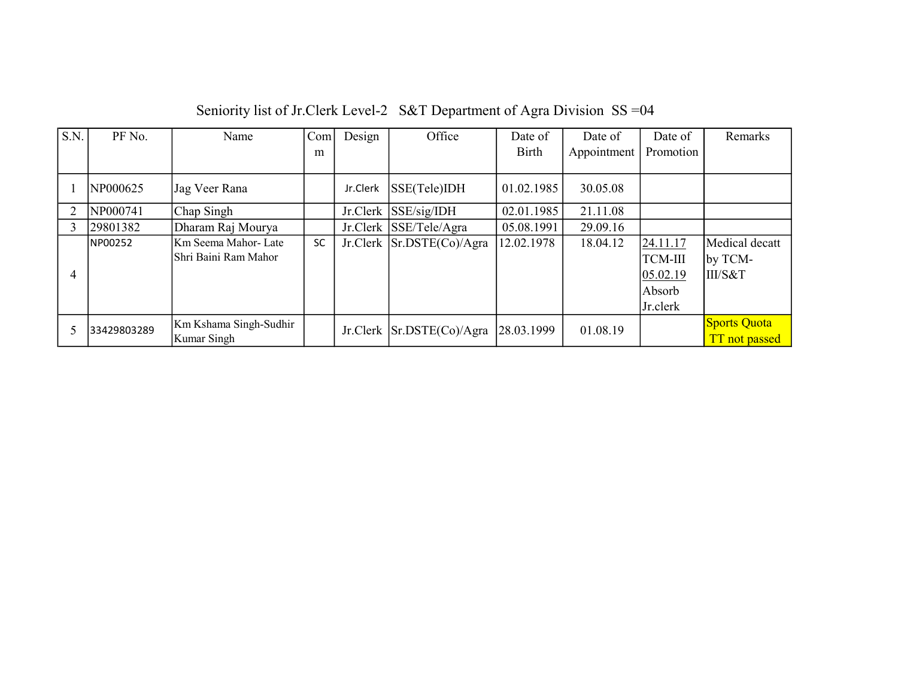Seniority list of Jr.Clerk Level-2 S&T Department of Agra Division SS =04

| S.N. | PF No. | Name | Comm | Design | Office | Date of Birth | Date of Appointment | Date of Promotion | Remarks |
|---|---|---|---|---|---|---|---|---|---|
| 1 | NP000625 | Jag Veer Rana | | Jr.Clerk | SSE(Tele)IDH | 01.02.1985 | 30.05.08 | | |
| 2 | NP000741 | Chap Singh | | Jr.Clerk | SSE/sig/IDH | 02.01.1985 | 21.11.08 | | |
| 3 | 29801382 | Dharam Raj Mourya | | Jr.Clerk | SSE/Tele/Agra | 05.08.1991 | 29.09.16 | | |
| 4 | NP00252 | Km Seema Mahor- Late Shri Baini Ram Mahor | SC | Jr.Clerk | Sr.DSTE(Co)/Agra | 12.02.1978 | 18.04.12 | 24.11.17 TCM-III 05.02.19 Absorb Jr.clerk | Medical decatt by TCM-III/S&T |
| 5 | 33429803289 | Km Kshama Singh-Sudhir Kumar Singh | | Jr.Clerk | Sr.DSTE(Co)/Agra | 28.03.1999 | 01.08.19 | | Sports Quota TT not passed |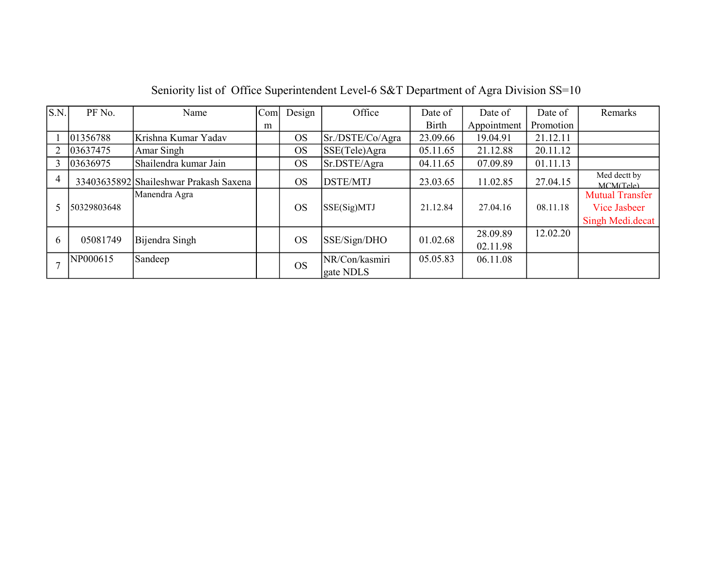Seniority list of Office Superintendent Level-6 S&T Department of Agra Division SS=10

| S.N. | PF No. | Name | Comm | Design | Office | Date of Birth | Date of Appointment | Date of Promotion | Remarks |
|---|---|---|---|---|---|---|---|---|---|
| 1 | 01356788 | Krishna Kumar Yadav | | OS | Sr./DSTE/Co/Agra | 23.09.66 | 19.04.91 | 21.12.11 | |
| 2 | 03637475 | Amar Singh | | OS | SSE(Tele)Agra | 05.11.65 | 21.12.88 | 20.11.12 | |
| 3 | 03636975 | Shailendra kumar Jain | | OS | Sr.DSTE/Agra | 04.11.65 | 07.09.89 | 01.11.13 | |
| 4 | 33403635892 | Shaileshwar Prakash Saxena | | OS | DSTE/MTJ | 23.03.65 | 11.02.85 | 27.04.15 | Med dectt by MCM(Tele) |
| 5 | 50329803648 | Manendra Agra | | OS | SSE(Sig)MTJ | 21.12.84 | 27.04.16 | 08.11.18 | Mutual Transfer Vice Jasbeer Singh Medi.decat |
| 6 | 05081749 | Bijendra Singh | | OS | SSE/Sign/DHO | 01.02.68 | 28.09.89 02.11.98 | 12.02.20 | |
| 7 | NP000615 | Sandeep | | OS | NR/Con/kasmiri gate NDLS | 05.05.83 | 06.11.08 | | |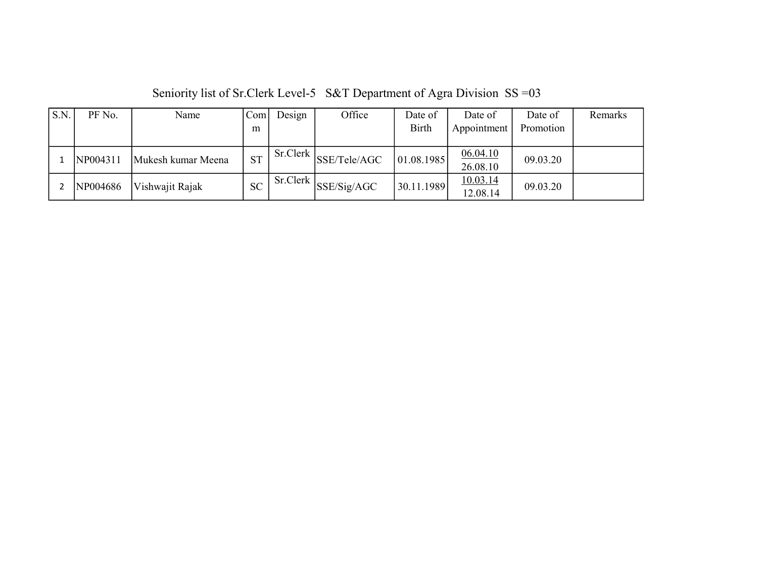Seniority list of Sr.Clerk Level-5 S&T Department of Agra Division SS =03

| S.N. | PF No. | Name | Comm | Design | Office | Date of Birth | Date of Appointment | Date of Promotion | Remarks |
|---|---|---|---|---|---|---|---|---|---|
| 1 | NP004311 | Mukesh kumar Meena | ST | Sr.Clerk | SSE/Tele/AGC | 01.08.1985 | 06.04.10<br>26.08.10 | 09.03.20 | |
| 2 | NP004686 | Vishwajit Rajak | SC | Sr.Clerk | SSE/Sig/AGC | 30.11.1989 | 10.03.14<br>12.08.14 | 09.03.20 | |